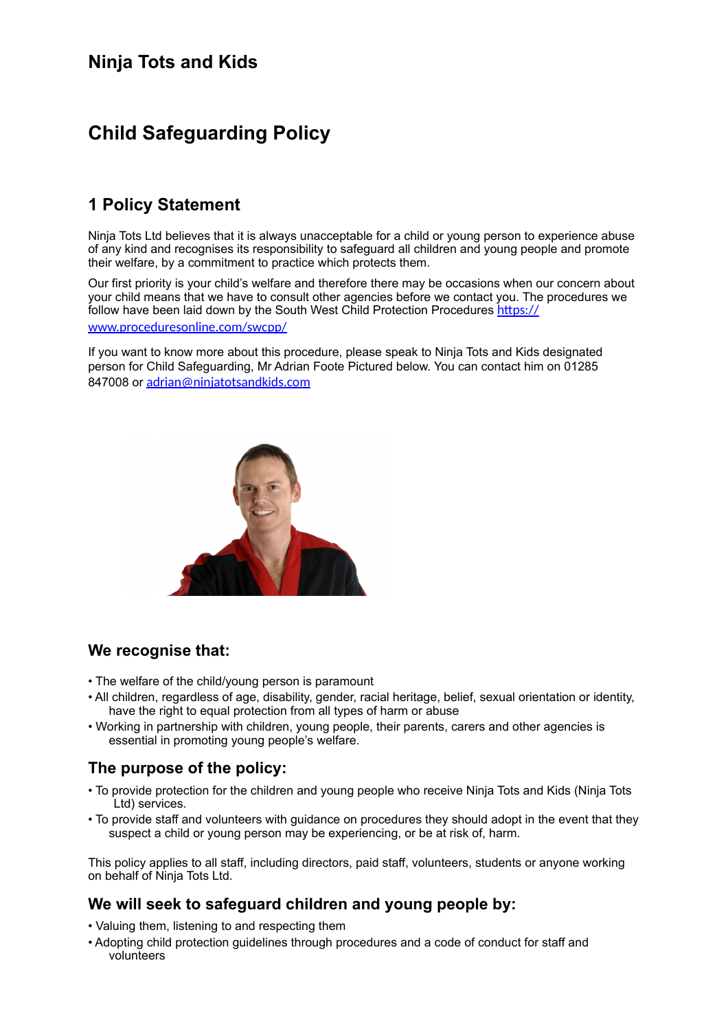# Ninja Tots and Kids

# Child Safeguarding Policy

## 1 Policy Statement

Ninja Tots Ltd believes that it is always unacceptable for a child or young person to experience abuse of any kind and recognises its responsibility to safeguard all children and young people and promote their welfare, by a commitment to practice which protects them.

Our first priority is your child's welfare and therefore there may be occasions when our concern about your child means that we have to consult other agencies before we contact you. The procedures we follow have been laid down by the South West Child Protection Procedures https://www.proceduresonline.com/swcpp/

If you want to know more about this procedure, please speak to Ninja Tots and Kids designated person for Child Safeguarding, Mr Adrian Foote Pictured below. You can contact him on 01285 847008 or adrian@ninjatotsandkids.com

### We recognise that:

- The welfare of the child/young person is paramount
- All children, regardless of age, disability, gender, racial heritage, belief, sexual orientation or identity, have the right to equal protection from all types of harm or abuse
- Working in partnership with children, young people, their parents, carers and other agencies is essential in promoting young people's welfare.

### The purpose of the policy:

- To provide protection for the children and young people who receive Ninja Tots and Kids (Ninja Tots Ltd) services.
- To provide staff and volunteers with guidance on procedures they should adopt in the event that they suspect a child or young person may be experiencing, or be at risk of, harm.

This policy applies to all staff, including directors, paid staff, volunteers, students or anyone working on behalf of Ninja Tots Ltd.

### We will seek to safeguard children and young people by:

- Valuing them, listening to and respecting them
- Adopting child protection guidelines through procedures and a code of conduct for staff and volunteers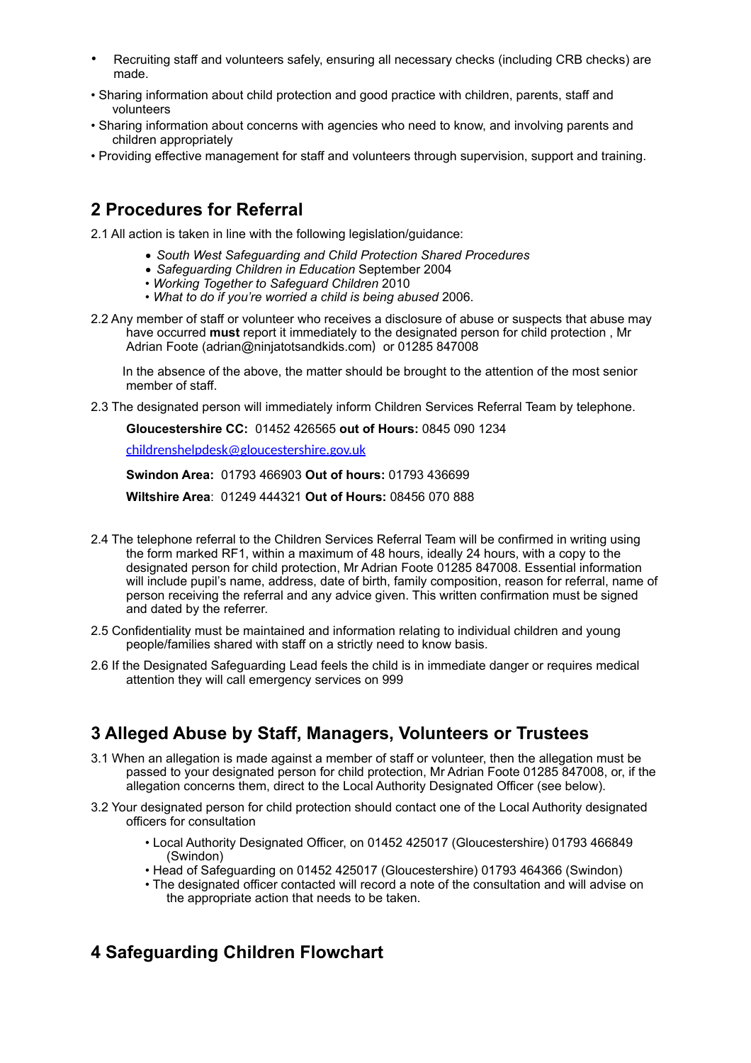- Recruiting staff and volunteers safely, ensuring all necessary checks (including CRB checks) are made.
- Sharing information about child protection and good practice with children, parents, staff and volunteers
- Sharing information about concerns with agencies who need to know, and involving parents and children appropriately
- Providing effective management for staff and volunteers through supervision, support and training.

## 2 Procedures for Referral

2.1 All action is taken in line with the following legislation/guidance:

- *South West Safeguarding and Child Protection Shared Procedures*
- *Safeguarding Children in Education* September 2004
- *Working Together to Safeguard Children* 2010
- *What to do if you're worried a child is being abused* 2006.

2.2 Any member of staff or volunteer who receives a disclosure of abuse or suspects that abuse may have occurred **must** report it immediately to the designated person for child protection , Mr Adrian Foote (adrian@ninjatotsandkids.com) or 01285 847008

In the absence of the above, the matter should be brought to the attention of the most senior member of staff.

2.3 The designated person will immediately inform Children Services Referral Team by telephone.

**Gloucestershire CC:** 01452 426565 **out of Hours:** 0845 090 1234

childrenshelpdesk@gloucestershire.gov.uk

**Swindon Area:** 01793 466903 **Out of hours:** 01793 436699

**Wiltshire Area**: 01249 444321 **Out of Hours:** 08456 070 888

2.4 The telephone referral to the Children Services Referral Team will be confirmed in writing using the form marked RF1, within a maximum of 48 hours, ideally 24 hours, with a copy to the designated person for child protection, Mr Adrian Foote 01285 847008. Essential information will include pupil's name, address, date of birth, family composition, reason for referral, name of person receiving the referral and any advice given. This written confirmation must be signed and dated by the referrer.

2.5 Confidentiality must be maintained and information relating to individual children and young people/families shared with staff on a strictly need to know basis.

2.6 If the Designated Safeguarding Lead feels the child is in immediate danger or requires medical attention they will call emergency services on 999

## 3 Alleged Abuse by Staff, Managers, Volunteers or Trustees

3.1 When an allegation is made against a member of staff or volunteer, then the allegation must be passed to your designated person for child protection, Mr Adrian Foote 01285 847008, or, if the allegation concerns them, direct to the Local Authority Designated Officer (see below).

3.2 Your designated person for child protection should contact one of the Local Authority designated officers for consultation

- Local Authority Designated Officer, on 01452 425017 (Gloucestershire) 01793 466849 (Swindon)
- Head of Safeguarding on 01452 425017 (Gloucestershire) 01793 464366 (Swindon)
- The designated officer contacted will record a note of the consultation and will advise on the appropriate action that needs to be taken.

## 4 Safeguarding Children Flowchart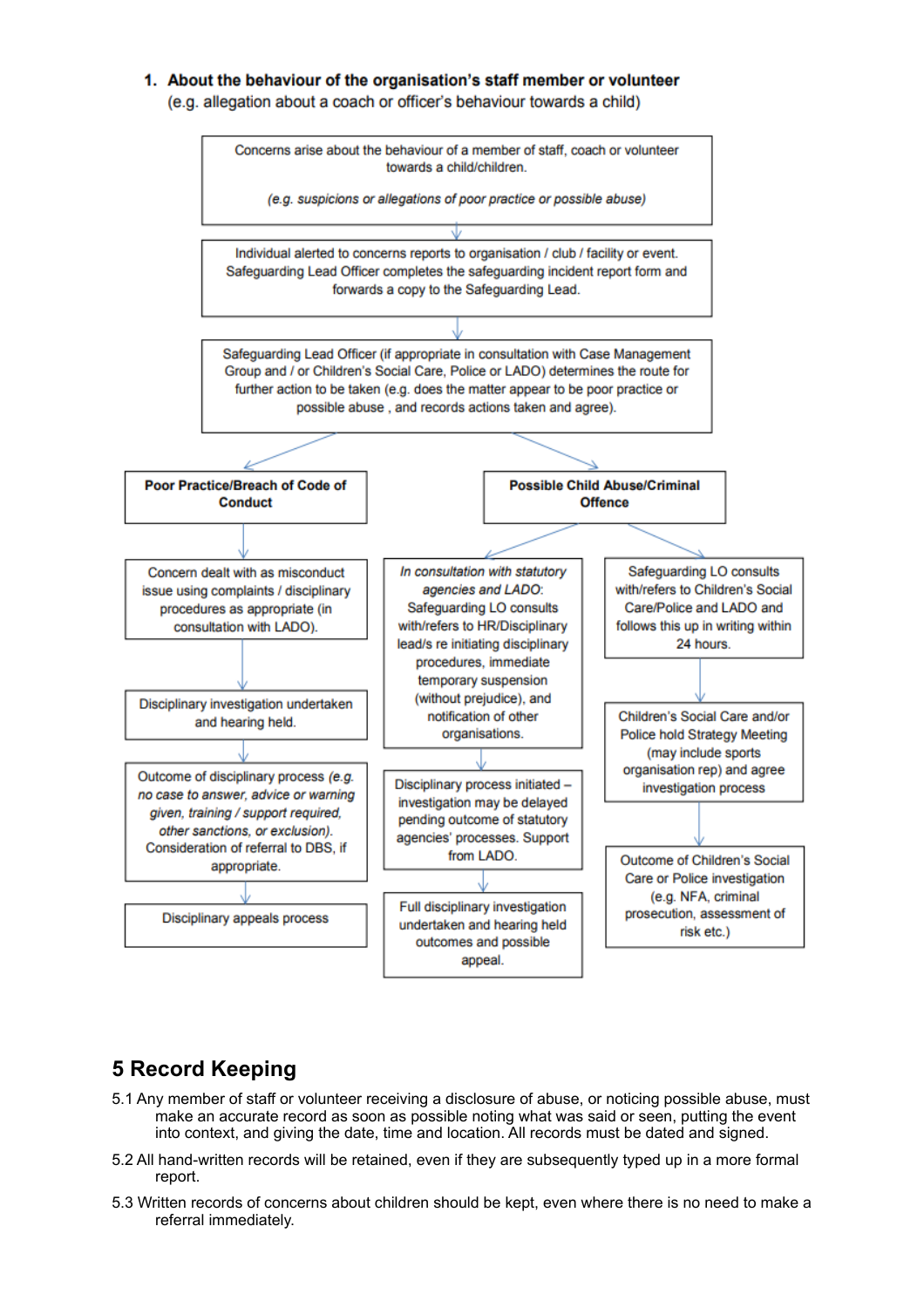### 1. About the behaviour of the organisation's staff member or volunteer

(e.g. allegation about a coach or officer's behaviour towards a child)

Concerns arise about the behaviour of a member of staff, coach or volunteer towards a child/children.

*(e.g. suspicions or allegations of poor practice or possible abuse)*

↓

Individual alerted to concerns reports to organisation / club / facility or event. Safeguarding Lead Officer completes the safeguarding incident report form and forwards a copy to the Safeguarding Lead.

↓

Safeguarding Lead Officer (if appropriate in consultation with Case Management Group and / or Children's Social Care, Police or LADO) determines the route for further action to be taken (e.g. does the matter appear to be poor practice or possible abuse , and records actions taken and agree).

**Poor Practice/Breach of Code of Conduct**

1. Concern dealt with as misconduct issue using complaints / disciplinary procedures as appropriate (in consultation with LADO).
2. Disciplinary investigation undertaken and hearing held.
3. Outcome of disciplinary process *(e.g. no case to answer, advice or warning given, training / support required, other sanctions, or exclusion).* Consideration of referral to DBS, if appropriate.
4. Disciplinary appeals process

**Possible Child Abuse/Criminal Offence**

Route A:

1. *In consultation with statutory agencies and LADO*: Safeguarding LO consults with/refers to HR/Disciplinary lead/s re initiating disciplinary procedures, immediate temporary suspension (without prejudice), and notification of other organisations.
2. Disciplinary process initiated – investigation may be delayed pending outcome of statutory agencies' processes. Support from LADO.
3. Full disciplinary investigation undertaken and hearing held outcomes and possible appeal.

Route B:

1. Safeguarding LO consults with/refers to Children's Social Care/Police and LADO and follows this up in writing within 24 hours.
2. Children's Social Care and/or Police hold Strategy Meeting (may include sports organisation rep) and agree investigation process
3. Outcome of Children's Social Care or Police investigation (e.g. NFA, criminal prosecution, assessment of risk etc.)

## 5 Record Keeping

5.1 Any member of staff or volunteer receiving a disclosure of abuse, or noticing possible abuse, must make an accurate record as soon as possible noting what was said or seen, putting the event into context, and giving the date, time and location. All records must be dated and signed.

5.2 All hand-written records will be retained, even if they are subsequently typed up in a more formal report.

5.3 Written records of concerns about children should be kept, even where there is no need to make a referral immediately.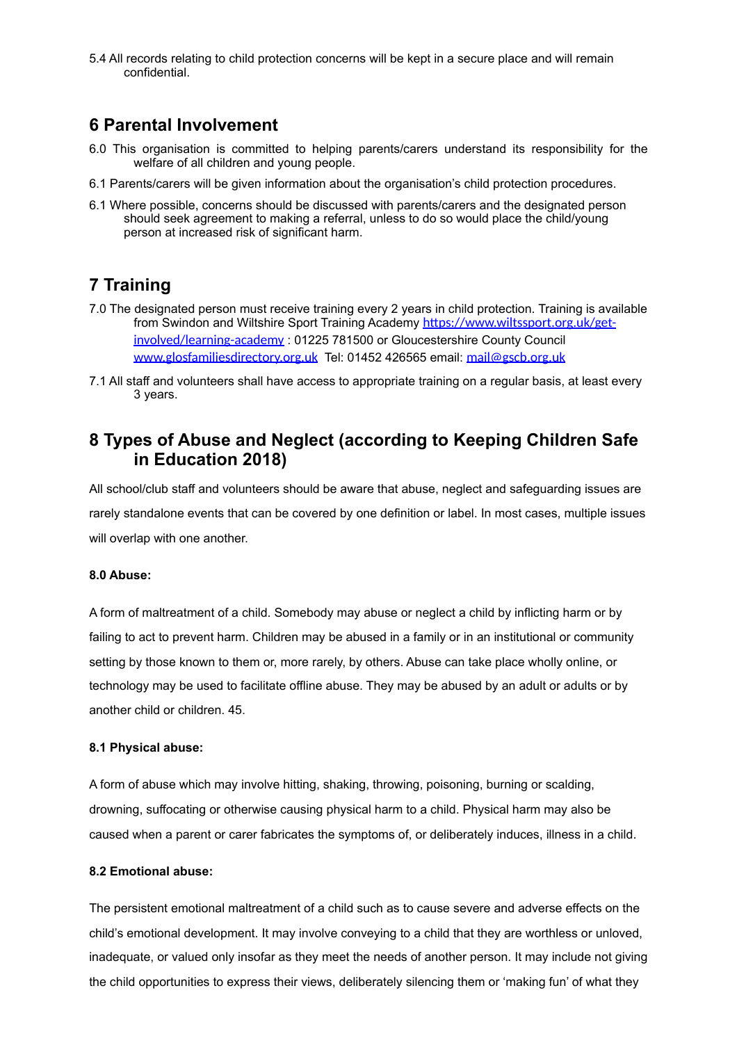5.4 All records relating to child protection concerns will be kept in a secure place and will remain confidential.

## 6 Parental Involvement

6.0 This organisation is committed to helping parents/carers understand its responsibility for the welfare of all children and young people.

6.1 Parents/carers will be given information about the organisation's child protection procedures.

6.1 Where possible, concerns should be discussed with parents/carers and the designated person should seek agreement to making a referral, unless to do so would place the child/young person at increased risk of significant harm.

## 7 Training

7.0 The designated person must receive training every 2 years in child protection. Training is available from Swindon and Wiltshire Sport Training Academy [https://www.wiltssport.org.uk/get-involved/learning-academy](https://www.wiltssport.org.uk/get-involved/learning-academy) : 01225 781500 or Gloucestershire County Council [www.glosfamiliesdirectory.org.uk](www.glosfamiliesdirectory.org.uk) Tel: 01452 426565 email: [mail@gscb.org.uk](mailto:mail@gscb.org.uk)

7.1 All staff and volunteers shall have access to appropriate training on a regular basis, at least every 3 years.

## 8 Types of Abuse and Neglect (according to Keeping Children Safe in Education 2018)

All school/club staff and volunteers should be aware that abuse, neglect and safeguarding issues are rarely standalone events that can be covered by one definition or label. In most cases, multiple issues will overlap with one another.

**8.0 Abuse:**

A form of maltreatment of a child. Somebody may abuse or neglect a child by inflicting harm or by failing to act to prevent harm. Children may be abused in a family or in an institutional or community setting by those known to them or, more rarely, by others. Abuse can take place wholly online, or technology may be used to facilitate offline abuse. They may be abused by an adult or adults or by another child or children. 45.

**8.1 Physical abuse:**

A form of abuse which may involve hitting, shaking, throwing, poisoning, burning or scalding, drowning, suffocating or otherwise causing physical harm to a child. Physical harm may also be caused when a parent or carer fabricates the symptoms of, or deliberately induces, illness in a child.

**8.2 Emotional abuse:**

The persistent emotional maltreatment of a child such as to cause severe and adverse effects on the child's emotional development. It may involve conveying to a child that they are worthless or unloved, inadequate, or valued only insofar as they meet the needs of another person. It may include not giving the child opportunities to express their views, deliberately silencing them or 'making fun' of what they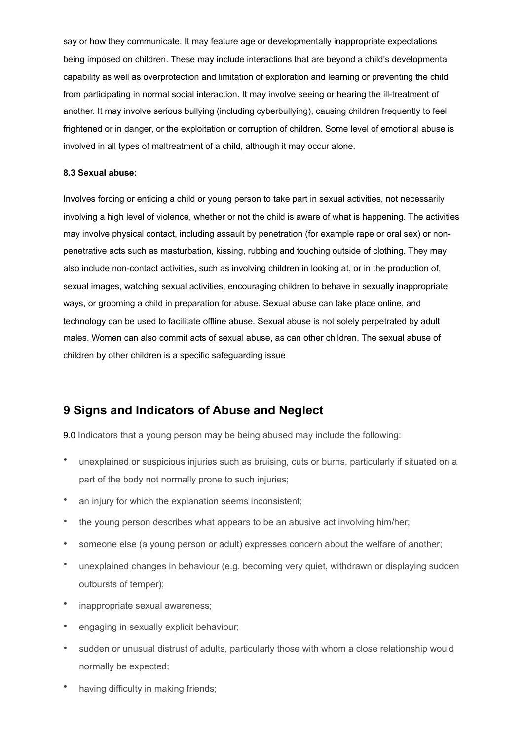say or how they communicate. It may feature age or developmentally inappropriate expectations being imposed on children. These may include interactions that are beyond a child's developmental capability as well as overprotection and limitation of exploration and learning or preventing the child from participating in normal social interaction. It may involve seeing or hearing the ill-treatment of another. It may involve serious bullying (including cyberbullying), causing children frequently to feel frightened or in danger, or the exploitation or corruption of children. Some level of emotional abuse is involved in all types of maltreatment of a child, although it may occur alone.

**8.3 Sexual abuse:**

Involves forcing or enticing a child or young person to take part in sexual activities, not necessarily involving a high level of violence, whether or not the child is aware of what is happening. The activities may involve physical contact, including assault by penetration (for example rape or oral sex) or non-penetrative acts such as masturbation, kissing, rubbing and touching outside of clothing. They may also include non-contact activities, such as involving children in looking at, or in the production of, sexual images, watching sexual activities, encouraging children to behave in sexually inappropriate ways, or grooming a child in preparation for abuse. Sexual abuse can take place online, and technology can be used to facilitate offline abuse. Sexual abuse is not solely perpetrated by adult males. Women can also commit acts of sexual abuse, as can other children. The sexual abuse of children by other children is a specific safeguarding issue

## 9 Signs and Indicators of Abuse and Neglect

9.0 Indicators that a young person may be being abused may include the following:

- unexplained or suspicious injuries such as bruising, cuts or burns, particularly if situated on a part of the body not normally prone to such injuries;
- an injury for which the explanation seems inconsistent;
- the young person describes what appears to be an abusive act involving him/her;
- someone else (a young person or adult) expresses concern about the welfare of another;
- unexplained changes in behaviour (e.g. becoming very quiet, withdrawn or displaying sudden outbursts of temper);
- inappropriate sexual awareness;
- engaging in sexually explicit behaviour;
- sudden or unusual distrust of adults, particularly those with whom a close relationship would normally be expected;
- having difficulty in making friends;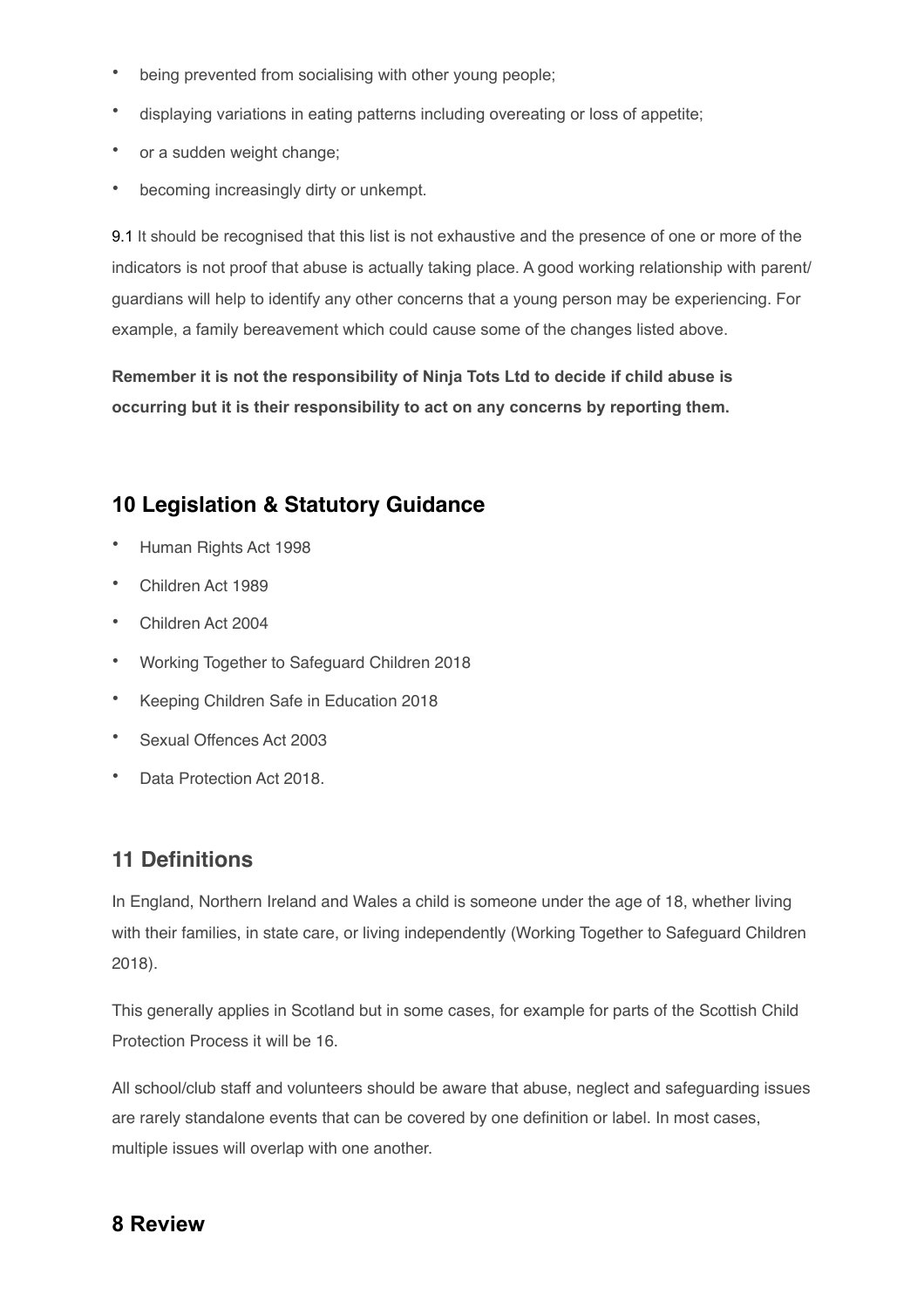- being prevented from socialising with other young people;
- displaying variations in eating patterns including overeating or loss of appetite;
- or a sudden weight change;
- becoming increasingly dirty or unkempt.

9.1 It should be recognised that this list is not exhaustive and the presence of one or more of the indicators is not proof that abuse is actually taking place. A good working relationship with parent/ guardians will help to identify any other concerns that a young person may be experiencing. For example, a family bereavement which could cause some of the changes listed above.

**Remember it is not the responsibility of Ninja Tots Ltd to decide if child abuse is occurring but it is their responsibility to act on any concerns by reporting them.**

## 10 Legislation & Statutory Guidance

- Human Rights Act 1998
- Children Act 1989
- Children Act 2004
- Working Together to Safeguard Children 2018
- Keeping Children Safe in Education 2018
- Sexual Offences Act 2003
- Data Protection Act 2018.

## 11 Definitions

In England, Northern Ireland and Wales a child is someone under the age of 18, whether living with their families, in state care, or living independently (Working Together to Safeguard Children 2018).

This generally applies in Scotland but in some cases, for example for parts of the Scottish Child Protection Process it will be 16.

All school/club staff and volunteers should be aware that abuse, neglect and safeguarding issues are rarely standalone events that can be covered by one definition or label. In most cases, multiple issues will overlap with one another.

## 8 Review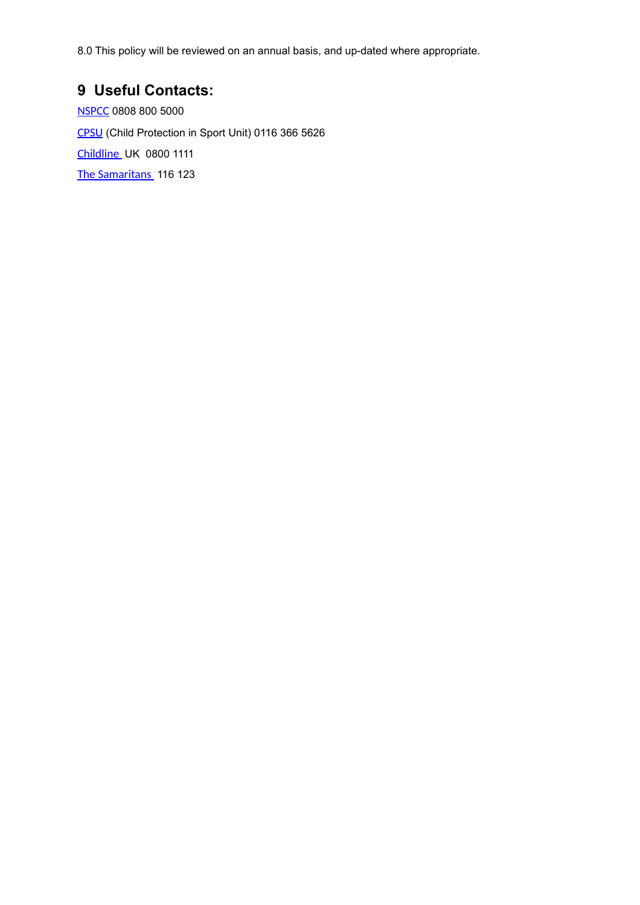8.0 This policy will be reviewed on an annual basis, and up-dated where appropriate.

## 9 Useful Contacts:

NSPCC 0808 800 5000

CPSU (Child Protection in Sport Unit) 0116 366 5626

Childline UK 0800 1111

The Samaritans 116 123